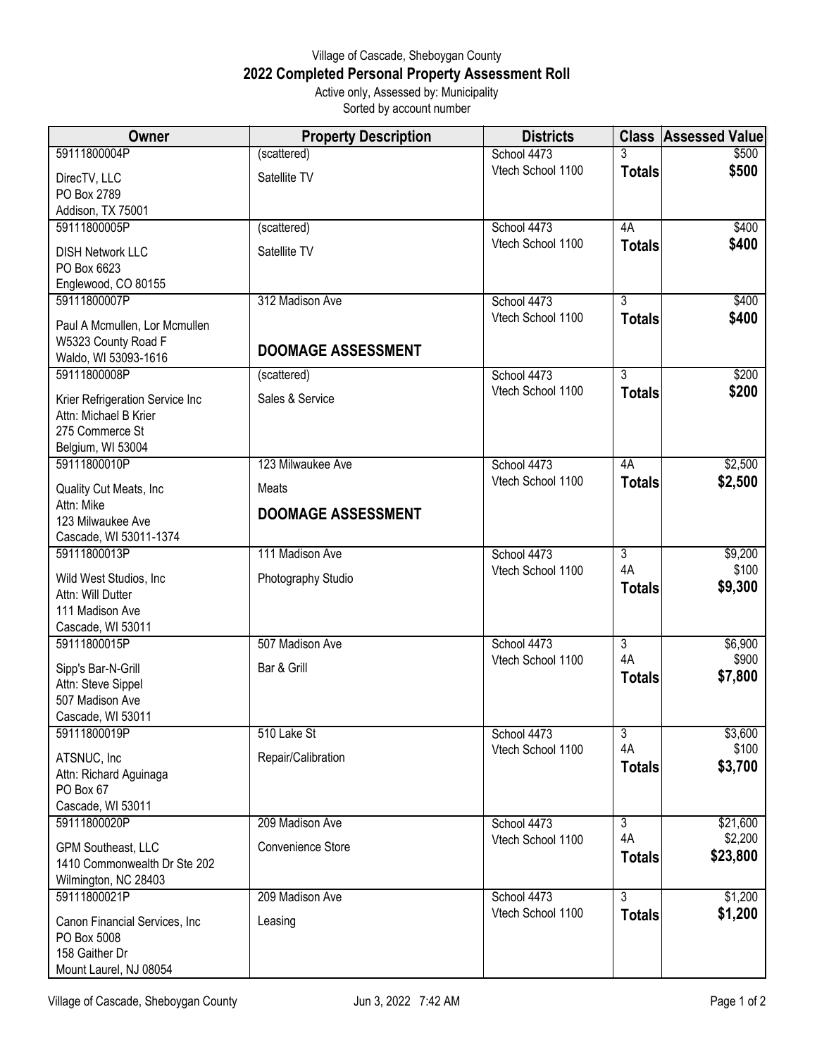Village of Cascade, Sheboygan County

## 2022 Completed Personal Property Assessment Roll

Active only, Assessed by: Municipality

Sorted by account number

| Owner | Property Description | Districts | Class | Assessed Value |
|---|---|---|---|---|
| 59111800004P<br>DirecTV, LLC<br>PO Box 2789<br>Addison, TX 75001 | (scattered)<br>Satellite TV | School 4473<br>Vtech School 1100 | 3<br>**Totals** | $500<br>**$500** |
| 59111800005P<br>DISH Network LLC<br>PO Box 6623<br>Englewood, CO 80155 | (scattered)<br>Satellite TV | School 4473<br>Vtech School 1100 | 4A<br>**Totals** | $400<br>**$400** |
| 59111800007P<br>Paul A Mcmullen, Lor Mcmullen<br>W5323 County Road F<br>Waldo, WI 53093-1616 | 312 Madison Ave<br>**DOOMAGE ASSESSMENT** | School 4473<br>Vtech School 1100 | 3<br>**Totals** | $400<br>**$400** |
| 59111800008P<br>Krier Refrigeration Service Inc<br>Attn: Michael B Krier<br>275 Commerce St<br>Belgium, WI 53004 | (scattered)<br>Sales & Service | School 4473<br>Vtech School 1100 | 3<br>**Totals** | $200<br>**$200** |
| 59111800010P<br>Quality Cut Meats, Inc<br>Attn: Mike<br>123 Milwaukee Ave<br>Cascade, WI 53011-1374 | 123 Milwaukee Ave<br>Meats<br>**DOOMAGE ASSESSMENT** | School 4473<br>Vtech School 1100 | 4A<br>**Totals** | $2,500<br>**$2,500** |
| 59111800013P<br>Wild West Studios, Inc<br>Attn: Will Dutter<br>111 Madison Ave<br>Cascade, WI 53011 | 111 Madison Ave<br>Photography Studio | School 4473<br>Vtech School 1100 | 3<br>4A<br>**Totals** | $9,200<br>$100<br>**$9,300** |
| 59111800015P<br>Sipp's Bar-N-Grill<br>Attn: Steve Sippel<br>507 Madison Ave<br>Cascade, WI 53011 | 507 Madison Ave<br>Bar & Grill | School 4473<br>Vtech School 1100 | 3<br>4A<br>**Totals** | $6,900<br>$900<br>**$7,800** |
| 59111800019P<br>ATSNUC, Inc<br>Attn: Richard Aguinaga<br>PO Box 67<br>Cascade, WI 53011 | 510 Lake St<br>Repair/Calibration | School 4473<br>Vtech School 1100 | 3<br>4A<br>**Totals** | $3,600<br>$100<br>**$3,700** |
| 59111800020P<br>GPM Southeast, LLC<br>1410 Commonwealth Dr Ste 202<br>Wilmington, NC 28403 | 209 Madison Ave<br>Convenience Store | School 4473<br>Vtech School 1100 | 3<br>4A<br>**Totals** | $21,600<br>$2,200<br>**$23,800** |
| 59111800021P<br>Canon Financial Services, Inc<br>PO Box 5008<br>158 Gaither Dr<br>Mount Laurel, NJ 08054 | 209 Madison Ave<br>Leasing | School 4473<br>Vtech School 1100 | 3<br>**Totals** | $1,200<br>**$1,200** |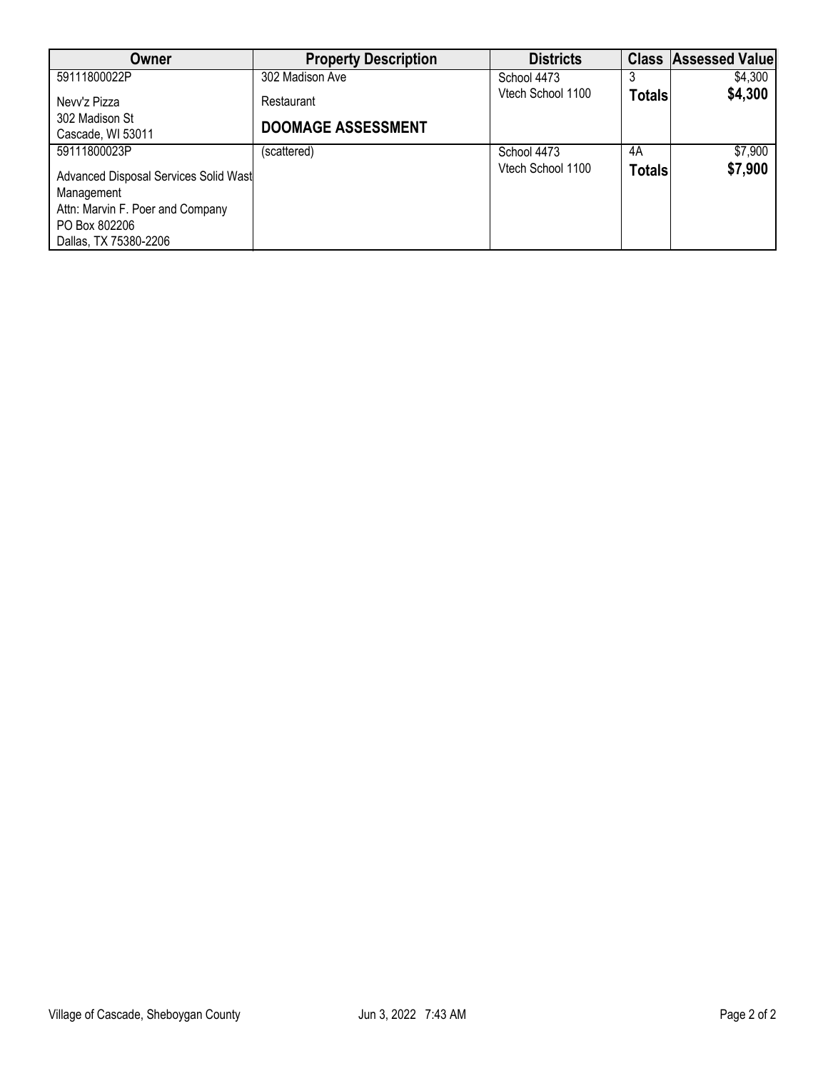| Owner | Property Description | Districts | Class | Assessed Value |
|---|---|---|---|---|
| 59111800022P<br>Nevv'z Pizza<br>302 Madison St<br>Cascade, WI 53011 | 302 Madison Ave<br>Restaurant<br>**DOOMAGE ASSESSMENT** | School 4473<br>Vtech School 1100 | 3<br>**Totals** | $4,300<br>**$4,300** |
| 59111800023P<br>Advanced Disposal Services Solid Wast Management<br>Attn: Marvin F. Poer and Company<br>PO Box 802206<br>Dallas, TX 75380-2206 | (scattered) | School 4473<br>Vtech School 1100 | 4A<br>**Totals** | $7,900<br>**$7,900** |

Village of Cascade, Sheboygan County

Jun 3, 2022 7:43 AM